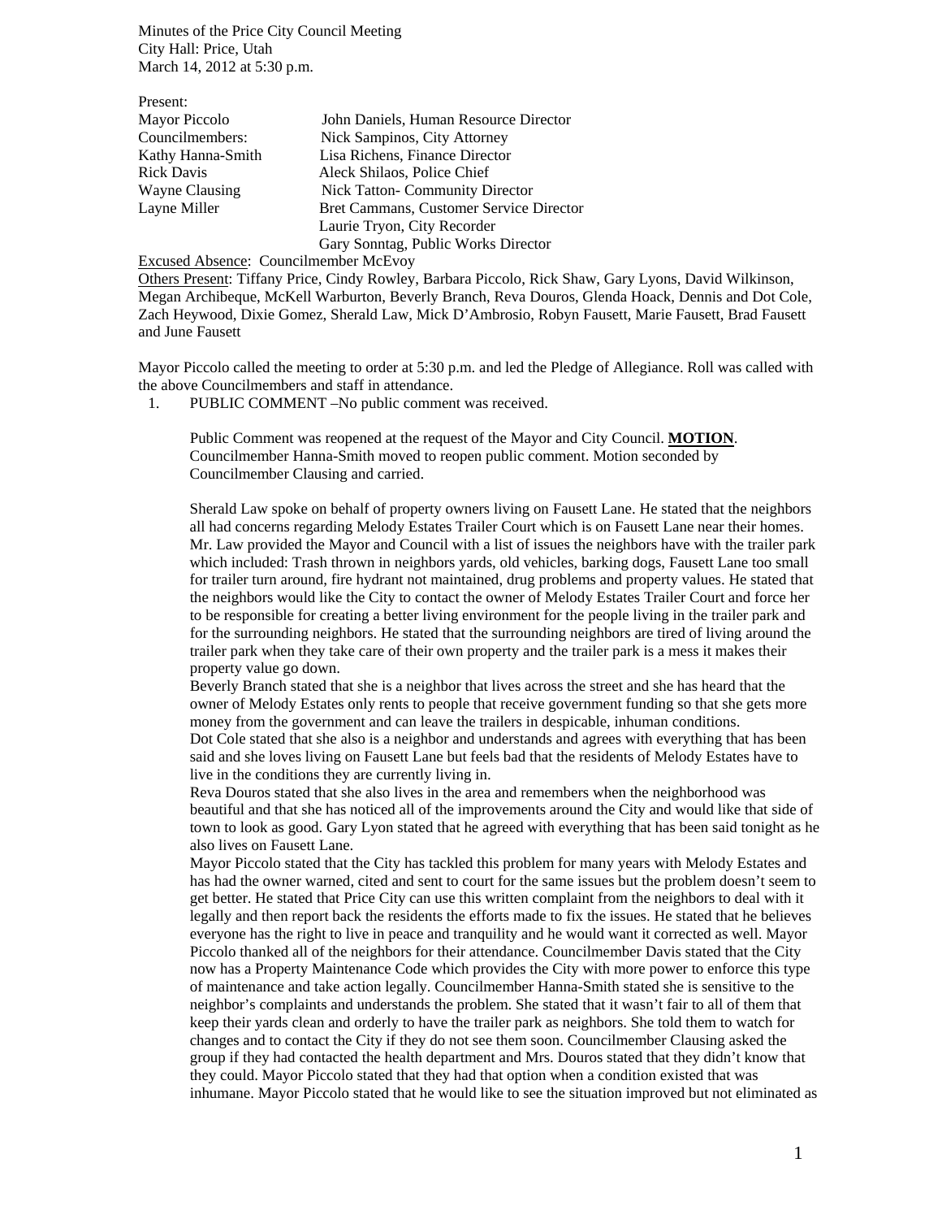Minutes of the Price City Council Meeting
City Hall: Price, Utah
March 14, 2012 at 5:30 p.m.

Present:

| | |
|---|---|
| Mayor Piccolo | John Daniels, Human Resource Director |
| Councilmembers: | Nick Sampinos, City Attorney |
| Kathy Hanna-Smith | Lisa Richens, Finance Director |
| Rick Davis | Aleck Shilaos, Police Chief |
| Wayne Clausing | Nick Tatton- Community Director |
| Layne Miller | Bret Cammans, Customer Service Director |
| | Laurie Tryon, City Recorder |
| | Gary Sonntag, Public Works Director |

Excused Absence: Councilmember McEvoy

Others Present: Tiffany Price, Cindy Rowley, Barbara Piccolo, Rick Shaw, Gary Lyons, David Wilkinson, Megan Archibeque, McKell Warburton, Beverly Branch, Reva Douros, Glenda Hoack, Dennis and Dot Cole, Zach Heywood, Dixie Gomez, Sherald Law, Mick D'Ambrosio, Robyn Fausett, Marie Fausett, Brad Fausett and June Fausett

Mayor Piccolo called the meeting to order at 5:30 p.m. and led the Pledge of Allegiance. Roll was called with the above Councilmembers and staff in attendance.

1. PUBLIC COMMENT –No public comment was received.

   Public Comment was reopened at the request of the Mayor and City Council. **MOTION**. Councilmember Hanna-Smith moved to reopen public comment. Motion seconded by Councilmember Clausing and carried.

   Sherald Law spoke on behalf of property owners living on Fausett Lane. He stated that the neighbors all had concerns regarding Melody Estates Trailer Court which is on Fausett Lane near their homes. Mr. Law provided the Mayor and Council with a list of issues the neighbors have with the trailer park which included: Trash thrown in neighbors yards, old vehicles, barking dogs, Fausett Lane too small for trailer turn around, fire hydrant not maintained, drug problems and property values. He stated that the neighbors would like the City to contact the owner of Melody Estates Trailer Court and force her to be responsible for creating a better living environment for the people living in the trailer park and for the surrounding neighbors. He stated that the surrounding neighbors are tired of living around the trailer park when they take care of their own property and the trailer park is a mess it makes their property value go down.

   Beverly Branch stated that she is a neighbor that lives across the street and she has heard that the owner of Melody Estates only rents to people that receive government funding so that she gets more money from the government and can leave the trailers in despicable, inhuman conditions.

   Dot Cole stated that she also is a neighbor and understands and agrees with everything that has been said and she loves living on Fausett Lane but feels bad that the residents of Melody Estates have to live in the conditions they are currently living in.

   Reva Douros stated that she also lives in the area and remembers when the neighborhood was beautiful and that she has noticed all of the improvements around the City and would like that side of town to look as good. Gary Lyon stated that he agreed with everything that has been said tonight as he also lives on Fausett Lane.

   Mayor Piccolo stated that the City has tackled this problem for many years with Melody Estates and has had the owner warned, cited and sent to court for the same issues but the problem doesn't seem to get better. He stated that Price City can use this written complaint from the neighbors to deal with it legally and then report back the residents the efforts made to fix the issues. He stated that he believes everyone has the right to live in peace and tranquility and he would want it corrected as well. Mayor Piccolo thanked all of the neighbors for their attendance. Councilmember Davis stated that the City now has a Property Maintenance Code which provides the City with more power to enforce this type of maintenance and take action legally. Councilmember Hanna-Smith stated she is sensitive to the neighbor's complaints and understands the problem. She stated that it wasn't fair to all of them that keep their yards clean and orderly to have the trailer park as neighbors. She told them to watch for changes and to contact the City if they do not see them soon. Councilmember Clausing asked the group if they had contacted the health department and Mrs. Douros stated that they didn't know that they could. Mayor Piccolo stated that they had that option when a condition existed that was inhumane. Mayor Piccolo stated that he would like to see the situation improved but not eliminated as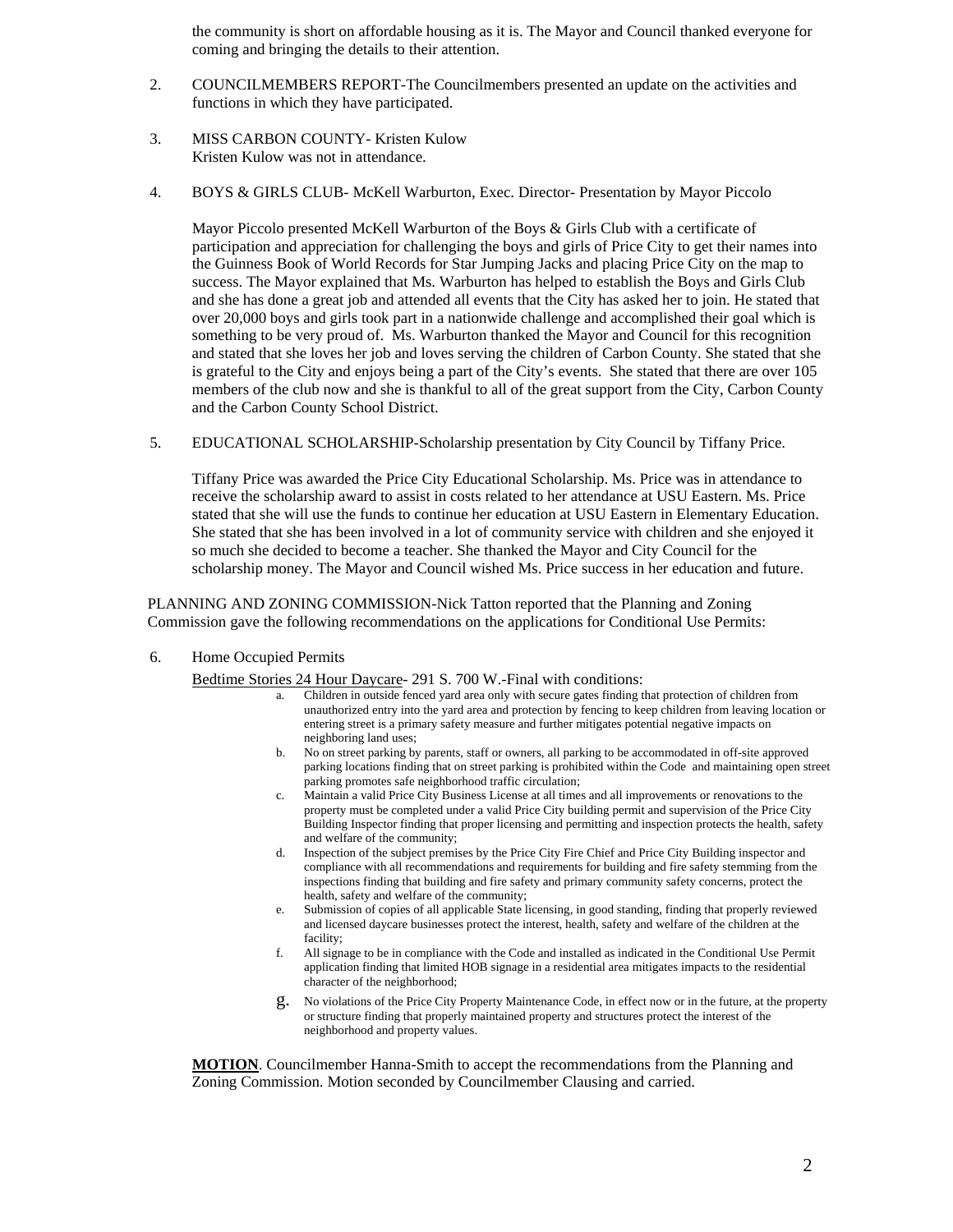the community is short on affordable housing as it is. The Mayor and Council thanked everyone for coming and bringing the details to their attention.

2. COUNCILMEMBERS REPORT-The Councilmembers presented an update on the activities and functions in which they have participated.

3. MISS CARBON COUNTY- Kristen Kulow
   Kristen Kulow was not in attendance.

4. BOYS & GIRLS CLUB- McKell Warburton, Exec. Director- Presentation by Mayor Piccolo

   Mayor Piccolo presented McKell Warburton of the Boys & Girls Club with a certificate of participation and appreciation for challenging the boys and girls of Price City to get their names into the Guinness Book of World Records for Star Jumping Jacks and placing Price City on the map to success. The Mayor explained that Ms. Warburton has helped to establish the Boys and Girls Club and she has done a great job and attended all events that the City has asked her to join. He stated that over 20,000 boys and girls took part in a nationwide challenge and accomplished their goal which is something to be very proud of. Ms. Warburton thanked the Mayor and Council for this recognition and stated that she loves her job and loves serving the children of Carbon County. She stated that she is grateful to the City and enjoys being a part of the City's events. She stated that there are over 105 members of the club now and she is thankful to all of the great support from the City, Carbon County and the Carbon County School District.

5. EDUCATIONAL SCHOLARSHIP-Scholarship presentation by City Council by Tiffany Price.

   Tiffany Price was awarded the Price City Educational Scholarship. Ms. Price was in attendance to receive the scholarship award to assist in costs related to her attendance at USU Eastern. Ms. Price stated that she will use the funds to continue her education at USU Eastern in Elementary Education. She stated that she has been involved in a lot of community service with children and she enjoyed it so much she decided to become a teacher. She thanked the Mayor and City Council for the scholarship money. The Mayor and Council wished Ms. Price success in her education and future.

PLANNING AND ZONING COMMISSION-Nick Tatton reported that the Planning and Zoning Commission gave the following recommendations on the applications for Conditional Use Permits:

6. Home Occupied Permits

   Bedtime Stories 24 Hour Daycare- 291 S. 700 W.-Final with conditions:

   a. Children in outside fenced yard area only with secure gates finding that protection of children from unauthorized entry into the yard area and protection by fencing to keep children from leaving location or entering street is a primary safety measure and further mitigates potential negative impacts on neighboring land uses;
   b. No on street parking by parents, staff or owners, all parking to be accommodated in off-site approved parking locations finding that on street parking is prohibited within the Code and maintaining open street parking promotes safe neighborhood traffic circulation;
   c. Maintain a valid Price City Business License at all times and all improvements or renovations to the property must be completed under a valid Price City building permit and supervision of the Price City Building Inspector finding that proper licensing and permitting and inspection protects the health, safety and welfare of the community;
   d. Inspection of the subject premises by the Price City Fire Chief and Price City Building inspector and compliance with all recommendations and requirements for building and fire safety stemming from the inspections finding that building and fire safety and primary community safety concerns, protect the health, safety and welfare of the community;
   e. Submission of copies of all applicable State licensing, in good standing, finding that properly reviewed and licensed daycare businesses protect the interest, health, safety and welfare of the children at the facility;
   f. All signage to be in compliance with the Code and installed as indicated in the Conditional Use Permit application finding that limited HOB signage in a residential area mitigates impacts to the residential character of the neighborhood;
   g. No violations of the Price City Property Maintenance Code, in effect now or in the future, at the property or structure finding that properly maintained property and structures protect the interest of the neighborhood and property values.

   **MOTION**. Councilmember Hanna-Smith to accept the recommendations from the Planning and Zoning Commission. Motion seconded by Councilmember Clausing and carried.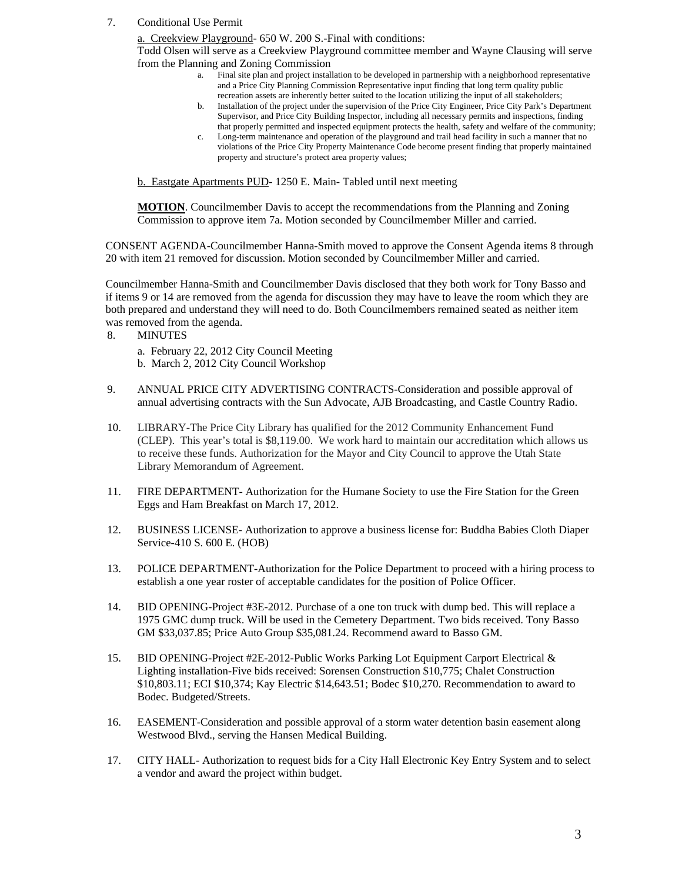7. Conditional Use Permit

   a. <u>Creekview Playground</u>- 650 W. 200 S.-Final with conditions:
   Todd Olsen will serve as a Creekview Playground committee member and Wayne Clausing will serve from the Planning and Zoning Commission

   a. Final site plan and project installation to be developed in partnership with a neighborhood representative and a Price City Planning Commission Representative input finding that long term quality public recreation assets are inherently better suited to the location utilizing the input of all stakeholders;
   b. Installation of the project under the supervision of the Price City Engineer, Price City Park's Department Supervisor, and Price City Building Inspector, including all necessary permits and inspections, finding that properly permitted and inspected equipment protects the health, safety and welfare of the community;
   c. Long-term maintenance and operation of the playground and trail head facility in such a manner that no violations of the Price City Property Maintenance Code become present finding that properly maintained property and structure's protect area property values;

   b. <u>Eastgate Apartments PUD</u>- 1250 E. Main- Tabled until next meeting

   **MOTION**. Councilmember Davis to accept the recommendations from the Planning and Zoning Commission to approve item 7a. Motion seconded by Councilmember Miller and carried.

CONSENT AGENDA-Councilmember Hanna-Smith moved to approve the Consent Agenda items 8 through 20 with item 21 removed for discussion. Motion seconded by Councilmember Miller and carried.

Councilmember Hanna-Smith and Councilmember Davis disclosed that they both work for Tony Basso and if items 9 or 14 are removed from the agenda for discussion they may have to leave the room which they are both prepared and understand they will need to do. Both Councilmembers remained seated as neither item was removed from the agenda.

8. MINUTES
   a. February 22, 2012 City Council Meeting
   b. March 2, 2012 City Council Workshop

9. ANNUAL PRICE CITY ADVERTISING CONTRACTS-Consideration and possible approval of annual advertising contracts with the Sun Advocate, AJB Broadcasting, and Castle Country Radio.

10. LIBRARY-The Price City Library has qualified for the 2012 Community Enhancement Fund (CLEP). This year's total is $8,119.00. We work hard to maintain our accreditation which allows us to receive these funds. Authorization for the Mayor and City Council to approve the Utah State Library Memorandum of Agreement.

11. FIRE DEPARTMENT- Authorization for the Humane Society to use the Fire Station for the Green Eggs and Ham Breakfast on March 17, 2012.

12. BUSINESS LICENSE- Authorization to approve a business license for: Buddha Babies Cloth Diaper Service-410 S. 600 E. (HOB)

13. POLICE DEPARTMENT-Authorization for the Police Department to proceed with a hiring process to establish a one year roster of acceptable candidates for the position of Police Officer.

14. BID OPENING-Project #3E-2012. Purchase of a one ton truck with dump bed. This will replace a 1975 GMC dump truck. Will be used in the Cemetery Department. Two bids received. Tony Basso GM $33,037.85; Price Auto Group $35,081.24. Recommend award to Basso GM.

15. BID OPENING-Project #2E-2012-Public Works Parking Lot Equipment Carport Electrical & Lighting installation-Five bids received: Sorensen Construction $10,775; Chalet Construction $10,803.11; ECI $10,374; Kay Electric $14,643.51; Bodec $10,270. Recommendation to award to Bodec. Budgeted/Streets.

16. EASEMENT-Consideration and possible approval of a storm water detention basin easement along Westwood Blvd., serving the Hansen Medical Building.

17. CITY HALL- Authorization to request bids for a City Hall Electronic Key Entry System and to select a vendor and award the project within budget.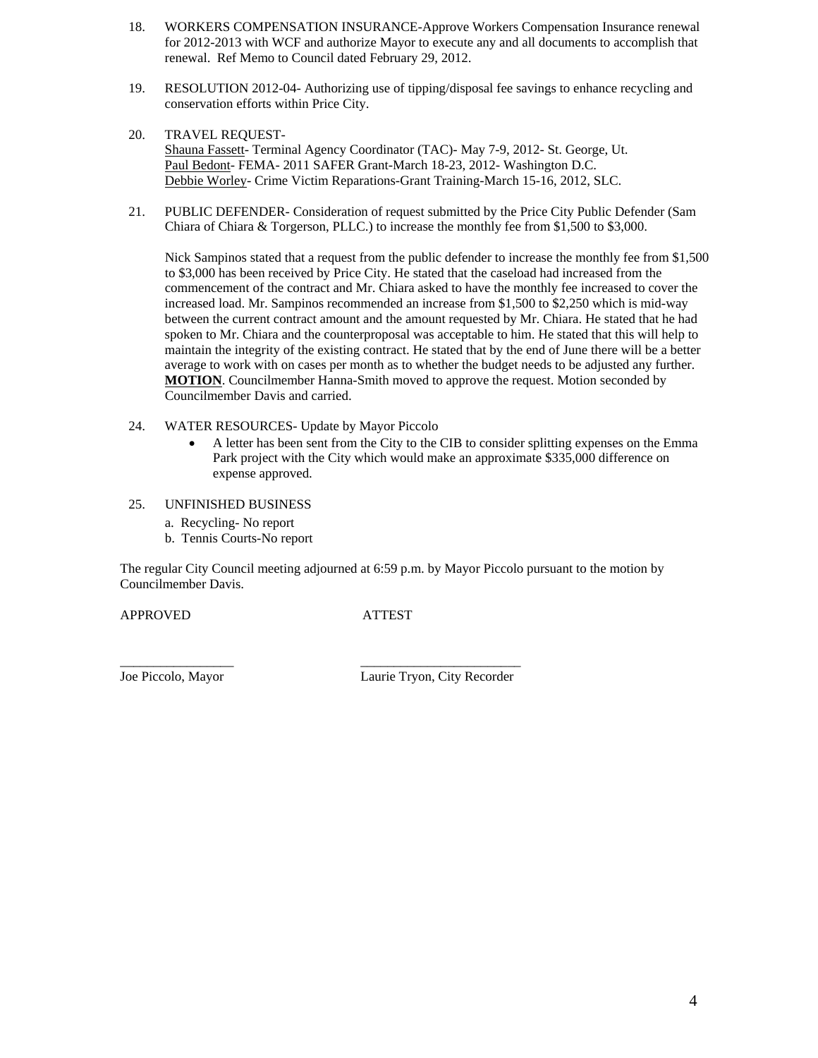18. WORKERS COMPENSATION INSURANCE-Approve Workers Compensation Insurance renewal for 2012-2013 with WCF and authorize Mayor to execute any and all documents to accomplish that renewal. Ref Memo to Council dated February 29, 2012.

19. RESOLUTION 2012-04- Authorizing use of tipping/disposal fee savings to enhance recycling and conservation efforts within Price City.

20. TRAVEL REQUEST-
    Shauna Fassett- Terminal Agency Coordinator (TAC)- May 7-9, 2012- St. George, Ut.
    Paul Bedont- FEMA- 2011 SAFER Grant-March 18-23, 2012- Washington D.C.
    Debbie Worley- Crime Victim Reparations-Grant Training-March 15-16, 2012, SLC.

21. PUBLIC DEFENDER- Consideration of request submitted by the Price City Public Defender (Sam Chiara of Chiara & Torgerson, PLLC.) to increase the monthly fee from $1,500 to $3,000.

    Nick Sampinos stated that a request from the public defender to increase the monthly fee from $1,500 to $3,000 has been received by Price City. He stated that the caseload had increased from the commencement of the contract and Mr. Chiara asked to have the monthly fee increased to cover the increased load. Mr. Sampinos recommended an increase from $1,500 to $2,250 which is mid-way between the current contract amount and the amount requested by Mr. Chiara. He stated that he had spoken to Mr. Chiara and the counterproposal was acceptable to him. He stated that this will help to maintain the integrity of the existing contract. He stated that by the end of June there will be a better average to work with on cases per month as to whether the budget needs to be adjusted any further. **MOTION**. Councilmember Hanna-Smith moved to approve the request. Motion seconded by Councilmember Davis and carried.

24. WATER RESOURCES- Update by Mayor Piccolo
    - A letter has been sent from the City to the CIB to consider splitting expenses on the Emma Park project with the City which would make an approximate $335,000 difference on expense approved.

25. UNFINISHED BUSINESS
    a. Recycling- No report
    b. Tennis Courts-No report

The regular City Council meeting adjourned at 6:59 p.m. by Mayor Piccolo pursuant to the motion by Councilmember Davis.

APPROVED                                   ATTEST

________________                          ________________________
Joe Piccolo, Mayor                         Laurie Tryon, City Recorder